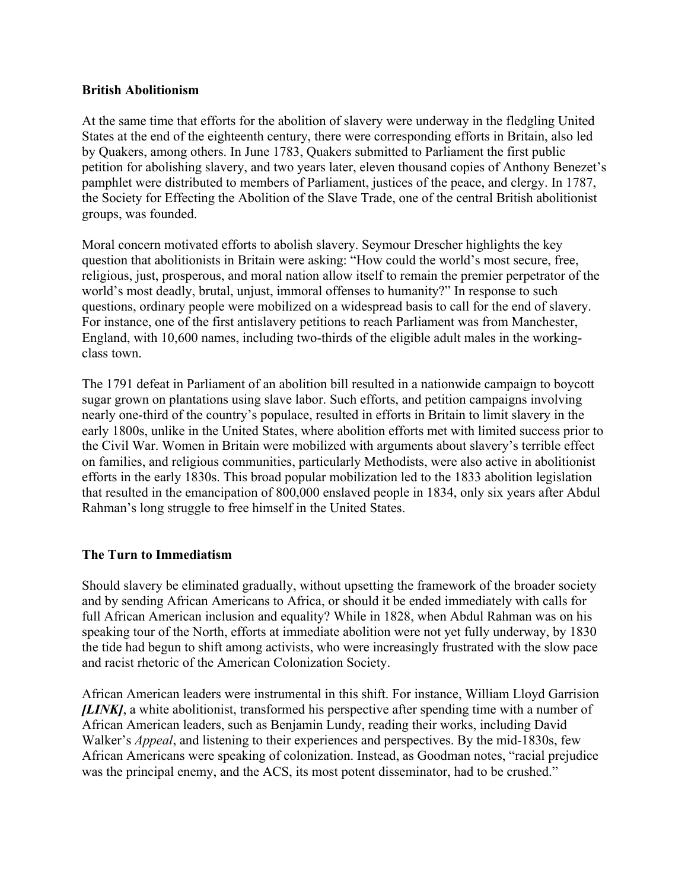## British Abolitionism

At the same time that efforts for the abolition of slavery were underway in the fledgling United States at the end of the eighteenth century, there were corresponding efforts in Britain, also led by Quakers, among others. In June 1783, Quakers submitted to Parliament the first public petition for abolishing slavery, and two years later, eleven thousand copies of Anthony Benezet's pamphlet were distributed to members of Parliament, justices of the peace, and clergy. In 1787, the Society for Effecting the Abolition of the Slave Trade, one of the central British abolitionist groups, was founded.

Moral concern motivated efforts to abolish slavery. Seymour Drescher highlights the key question that abolitionists in Britain were asking: "How could the world's most secure, free, religious, just, prosperous, and moral nation allow itself to remain the premier perpetrator of the world's most deadly, brutal, unjust, immoral offenses to humanity?" In response to such questions, ordinary people were mobilized on a widespread basis to call for the end of slavery. For instance, one of the first antislavery petitions to reach Parliament was from Manchester, England, with 10,600 names, including two-thirds of the eligible adult males in the working-class town.

The 1791 defeat in Parliament of an abolition bill resulted in a nationwide campaign to boycott sugar grown on plantations using slave labor. Such efforts, and petition campaigns involving nearly one-third of the country's populace, resulted in efforts in Britain to limit slavery in the early 1800s, unlike in the United States, where abolition efforts met with limited success prior to the Civil War. Women in Britain were mobilized with arguments about slavery's terrible effect on families, and religious communities, particularly Methodists, were also active in abolitionist efforts in the early 1830s. This broad popular mobilization led to the 1833 abolition legislation that resulted in the emancipation of 800,000 enslaved people in 1834, only six years after Abdul Rahman's long struggle to free himself in the United States.

## The Turn to Immediatism

Should slavery be eliminated gradually, without upsetting the framework of the broader society and by sending African Americans to Africa, or should it be ended immediately with calls for full African American inclusion and equality? While in 1828, when Abdul Rahman was on his speaking tour of the North, efforts at immediate abolition were not yet fully underway, by 1830 the tide had begun to shift among activists, who were increasingly frustrated with the slow pace and racist rhetoric of the American Colonization Society.

African American leaders were instrumental in this shift. For instance, William Lloyd Garrision ***[LINK]***, a white abolitionist, transformed his perspective after spending time with a number of African American leaders, such as Benjamin Lundy, reading their works, including David Walker's *Appeal*, and listening to their experiences and perspectives. By the mid-1830s, few African Americans were speaking of colonization. Instead, as Goodman notes, "racial prejudice was the principal enemy, and the ACS, its most potent disseminator, had to be crushed."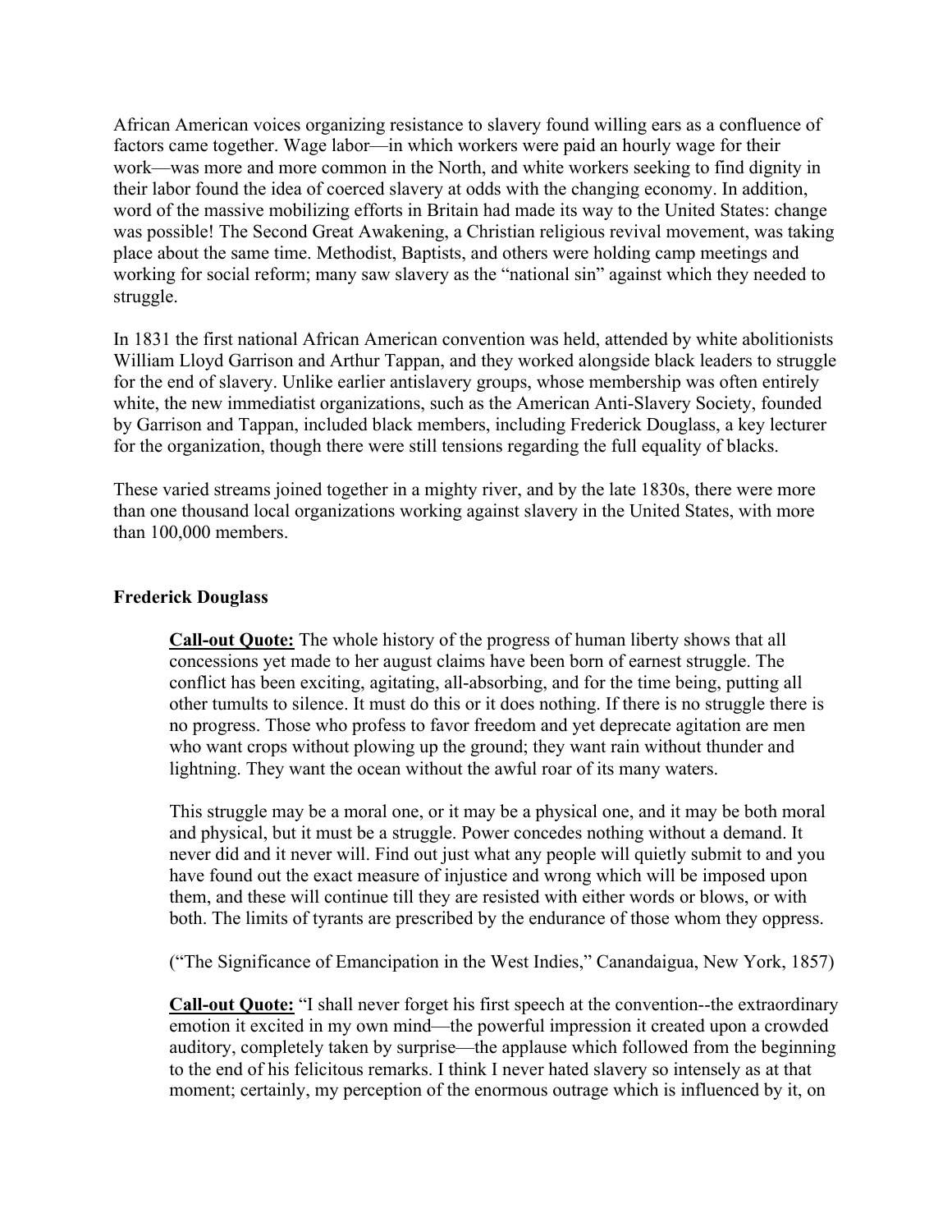African American voices organizing resistance to slavery found willing ears as a confluence of factors came together. Wage labor—in which workers were paid an hourly wage for their work—was more and more common in the North, and white workers seeking to find dignity in their labor found the idea of coerced slavery at odds with the changing economy. In addition, word of the massive mobilizing efforts in Britain had made its way to the United States: change was possible! The Second Great Awakening, a Christian religious revival movement, was taking place about the same time. Methodist, Baptists, and others were holding camp meetings and working for social reform; many saw slavery as the "national sin" against which they needed to struggle.

In 1831 the first national African American convention was held, attended by white abolitionists William Lloyd Garrison and Arthur Tappan, and they worked alongside black leaders to struggle for the end of slavery. Unlike earlier antislavery groups, whose membership was often entirely white, the new immediatist organizations, such as the American Anti-Slavery Society, founded by Garrison and Tappan, included black members, including Frederick Douglass, a key lecturer for the organization, though there were still tensions regarding the full equality of blacks.

These varied streams joined together in a mighty river, and by the late 1830s, there were more than one thousand local organizations working against slavery in the United States, with more than 100,000 members.

**Frederick Douglass**

> **Call-out Quote:** The whole history of the progress of human liberty shows that all concessions yet made to her august claims have been born of earnest struggle. The conflict has been exciting, agitating, all-absorbing, and for the time being, putting all other tumults to silence. It must do this or it does nothing. If there is no struggle there is no progress. Those who profess to favor freedom and yet deprecate agitation are men who want crops without plowing up the ground; they want rain without thunder and lightning. They want the ocean without the awful roar of its many waters.
>
> This struggle may be a moral one, or it may be a physical one, and it may be both moral and physical, but it must be a struggle. Power concedes nothing without a demand. It never did and it never will. Find out just what any people will quietly submit to and you have found out the exact measure of injustice and wrong which will be imposed upon them, and these will continue till they are resisted with either words or blows, or with both. The limits of tyrants are prescribed by the endurance of those whom they oppress.
>
> ("The Significance of Emancipation in the West Indies," Canandaigua, New York, 1857)
>
> **Call-out Quote:** "I shall never forget his first speech at the convention--the extraordinary emotion it excited in my own mind—the powerful impression it created upon a crowded auditory, completely taken by surprise—the applause which followed from the beginning to the end of his felicitous remarks. I think I never hated slavery so intensely as at that moment; certainly, my perception of the enormous outrage which is influenced by it, on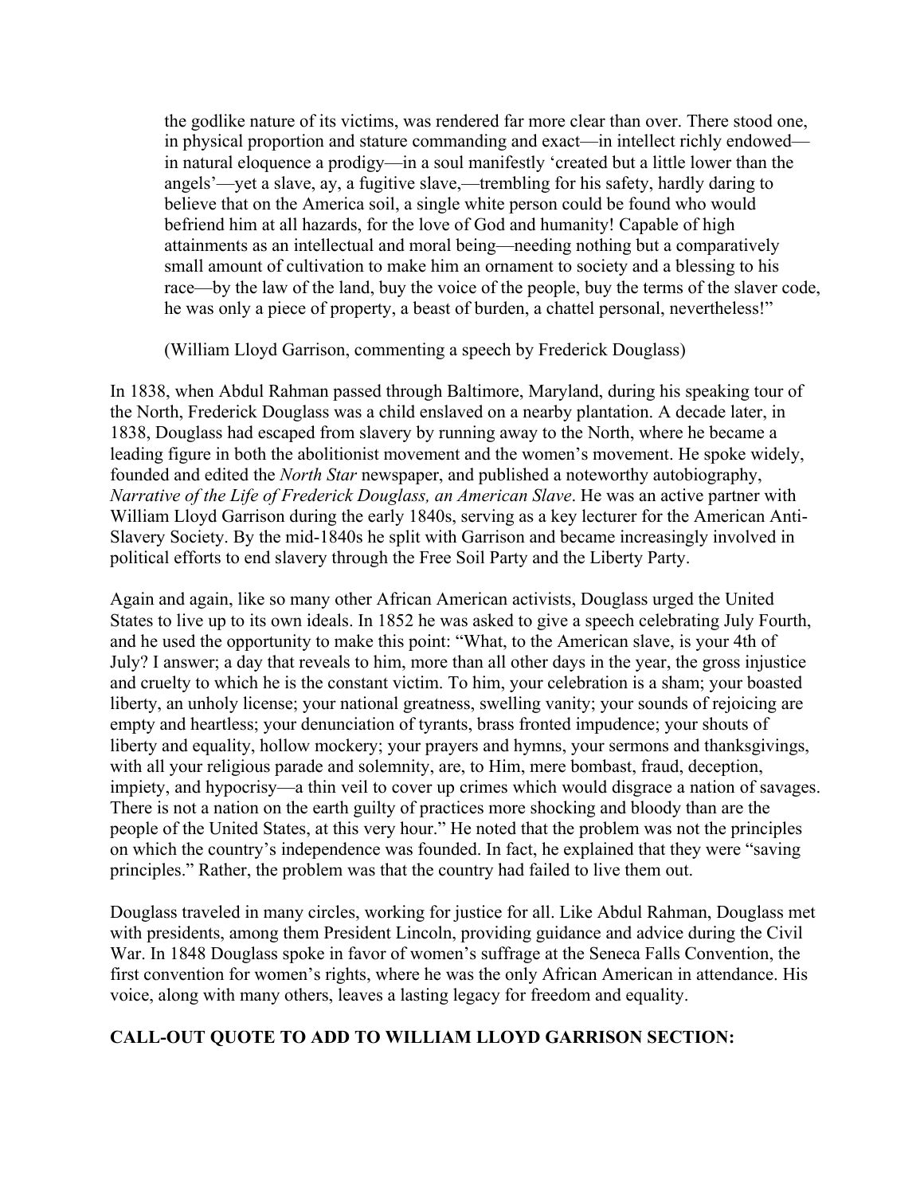> the godlike nature of its victims, was rendered far more clear than over. There stood one, in physical proportion and stature commanding and exact—in intellect richly endowed—in natural eloquence a prodigy—in a soul manifestly 'created but a little lower than the angels'—yet a slave, ay, a fugitive slave,—trembling for his safety, hardly daring to believe that on the America soil, a single white person could be found who would befriend him at all hazards, for the love of God and humanity! Capable of high attainments as an intellectual and moral being—needing nothing but a comparatively small amount of cultivation to make him an ornament to society and a blessing to his race—by the law of the land, buy the voice of the people, buy the terms of the slaver code, he was only a piece of property, a beast of burden, a chattel personal, nevertheless!"
>
> (William Lloyd Garrison, commenting a speech by Frederick Douglass)

In 1838, when Abdul Rahman passed through Baltimore, Maryland, during his speaking tour of the North, Frederick Douglass was a child enslaved on a nearby plantation. A decade later, in 1838, Douglass had escaped from slavery by running away to the North, where he became a leading figure in both the abolitionist movement and the women's movement. He spoke widely, founded and edited the *North Star* newspaper, and published a noteworthy autobiography, *Narrative of the Life of Frederick Douglass, an American Slave*. He was an active partner with William Lloyd Garrison during the early 1840s, serving as a key lecturer for the American Anti-Slavery Society. By the mid-1840s he split with Garrison and became increasingly involved in political efforts to end slavery through the Free Soil Party and the Liberty Party.

Again and again, like so many other African American activists, Douglass urged the United States to live up to its own ideals. In 1852 he was asked to give a speech celebrating July Fourth, and he used the opportunity to make this point: "What, to the American slave, is your 4th of July? I answer; a day that reveals to him, more than all other days in the year, the gross injustice and cruelty to which he is the constant victim. To him, your celebration is a sham; your boasted liberty, an unholy license; your national greatness, swelling vanity; your sounds of rejoicing are empty and heartless; your denunciation of tyrants, brass fronted impudence; your shouts of liberty and equality, hollow mockery; your prayers and hymns, your sermons and thanksgivings, with all your religious parade and solemnity, are, to Him, mere bombast, fraud, deception, impiety, and hypocrisy—a thin veil to cover up crimes which would disgrace a nation of savages. There is not a nation on the earth guilty of practices more shocking and bloody than are the people of the United States, at this very hour." He noted that the problem was not the principles on which the country's independence was founded. In fact, he explained that they were "saving principles." Rather, the problem was that the country had failed to live them out.

Douglass traveled in many circles, working for justice for all. Like Abdul Rahman, Douglass met with presidents, among them President Lincoln, providing guidance and advice during the Civil War. In 1848 Douglass spoke in favor of women's suffrage at the Seneca Falls Convention, the first convention for women's rights, where he was the only African American in attendance. His voice, along with many others, leaves a lasting legacy for freedom and equality.

**CALL-OUT QUOTE TO ADD TO WILLIAM LLOYD GARRISON SECTION:**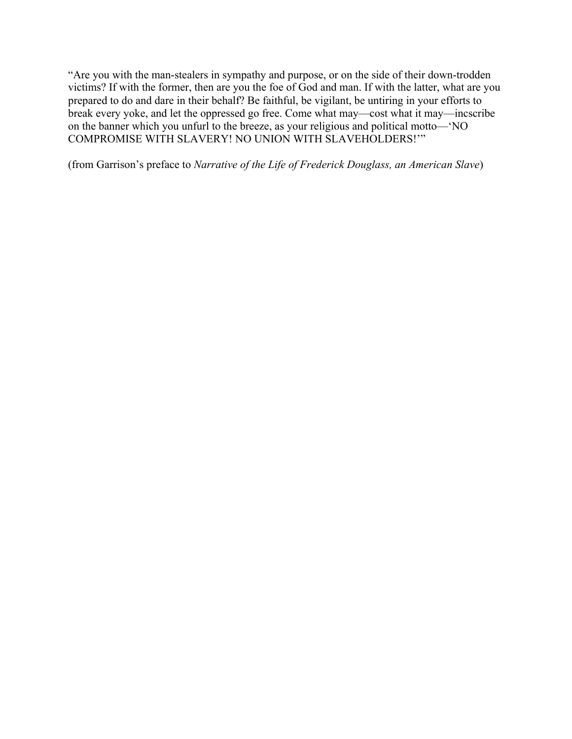"Are you with the man-stealers in sympathy and purpose, or on the side of their down-trodden victims? If with the former, then are you the foe of God and man. If with the latter, what are you prepared to do and dare in their behalf? Be faithful, be vigilant, be untiring in your efforts to break every yoke, and let the oppressed go free. Come what may—cost what it may—incscribe on the banner which you unfurl to the breeze, as your religious and political motto—'NO COMPROMISE WITH SLAVERY! NO UNION WITH SLAVEHOLDERS!'"

(from Garrison's preface to *Narrative of the Life of Frederick Douglass, an American Slave*)